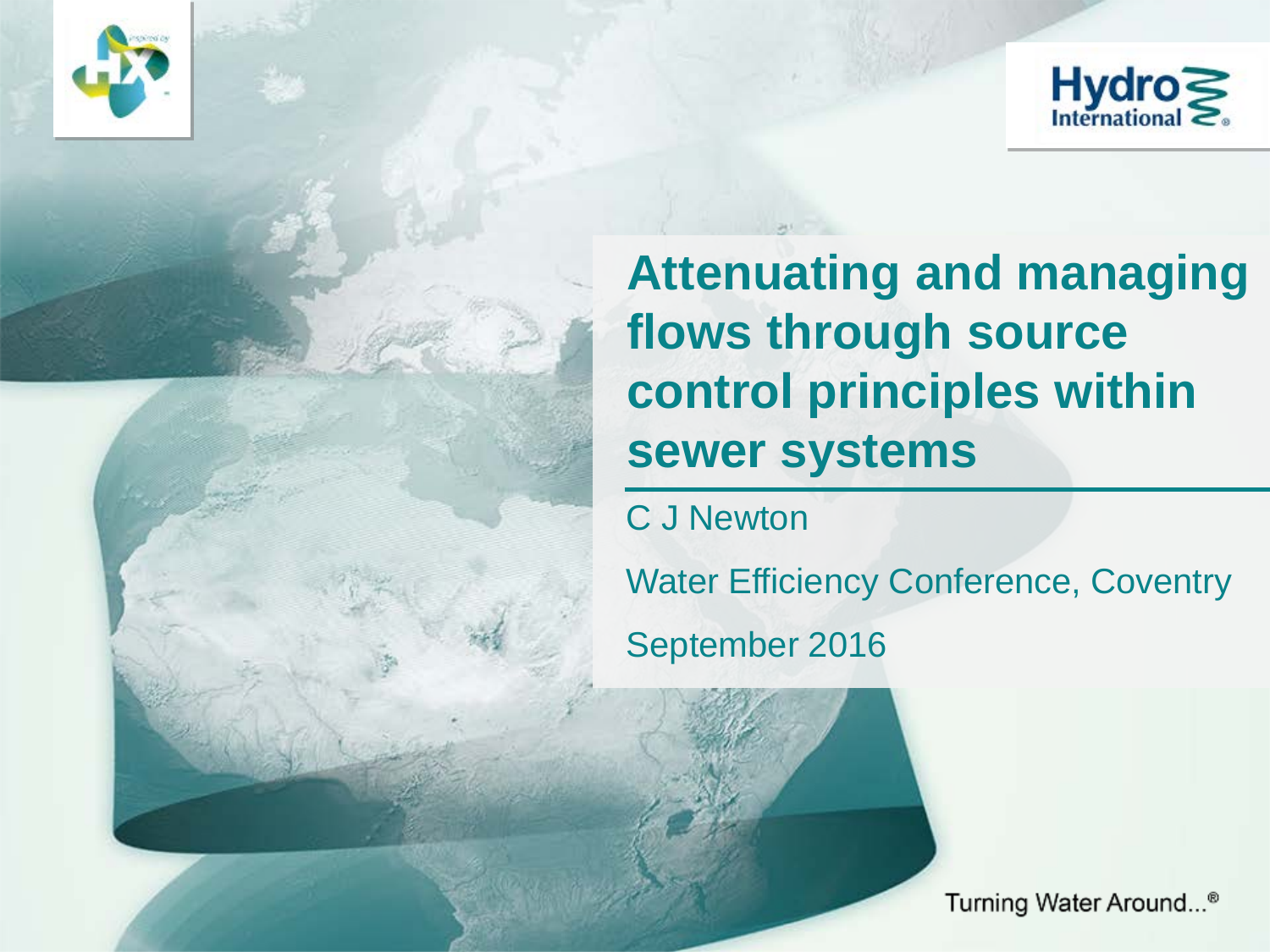# Attenuating and managing flows through source control principles within sewer systems

C J Newton

Water Efficiency Conference, Coventry

September 2016

Turning Water Around...®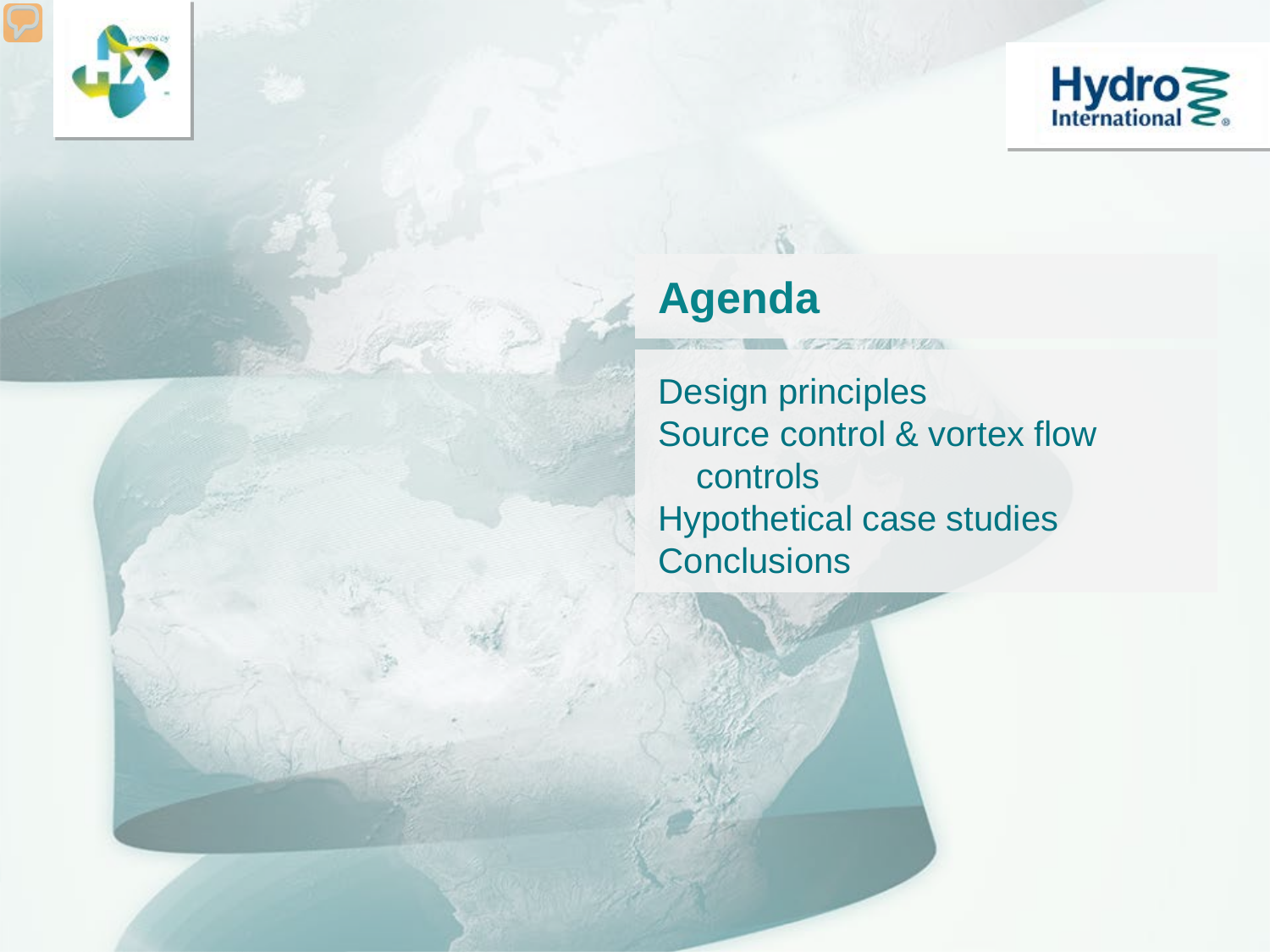## Agenda

- Design principles
- Source control & vortex flow controls
- Hypothetical case studies
- Conclusions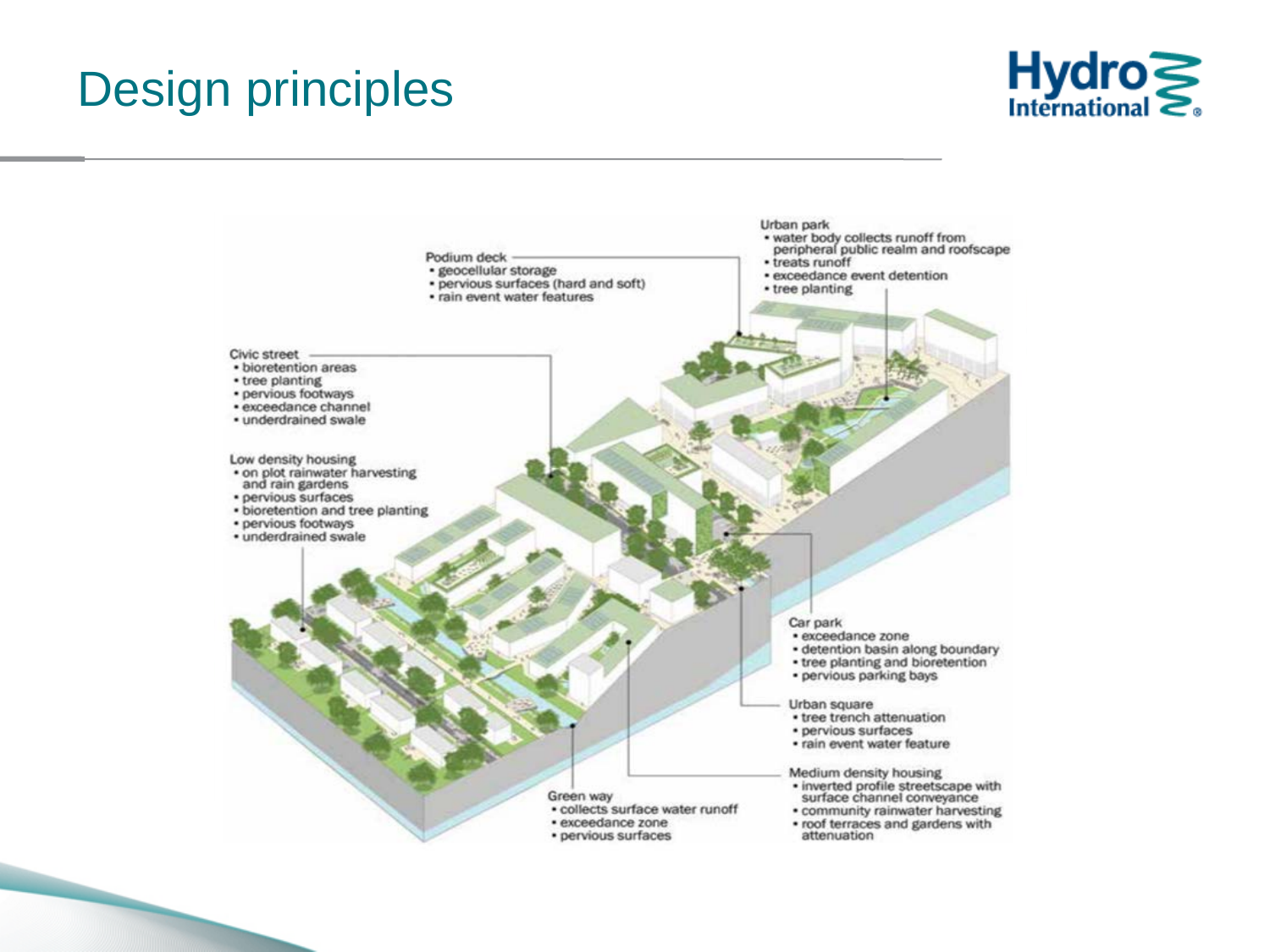# Design principles

Urban park
- water body collects runoff from peripheral public realm and roofscape
- treats runoff
- exceedance event detention
- tree planting

Podium deck
- geocellular storage
- pervious surfaces (hard and soft)
- rain event water features

Civic street
- bioretention areas
- tree planting
- pervious footways
- exceedance channel
- underdrained swale

Low density housing
- on plot rainwater harvesting and rain gardens
- pervious surfaces
- bioretention and tree planting
- pervious footways
- underdrained swale

Car park
- exceedance zone
- detention basin along boundary
- tree planting and bioretention
- pervious parking bays

Urban square
- tree trench attenuation
- pervious surfaces
- rain event water feature

Medium density housing
- inverted profile streetscape with surface channel conveyance
- community rainwater harvesting
- roof terraces and gardens with attenuation

Green way
- collects surface water runoff
- exceedance zone
- pervious surfaces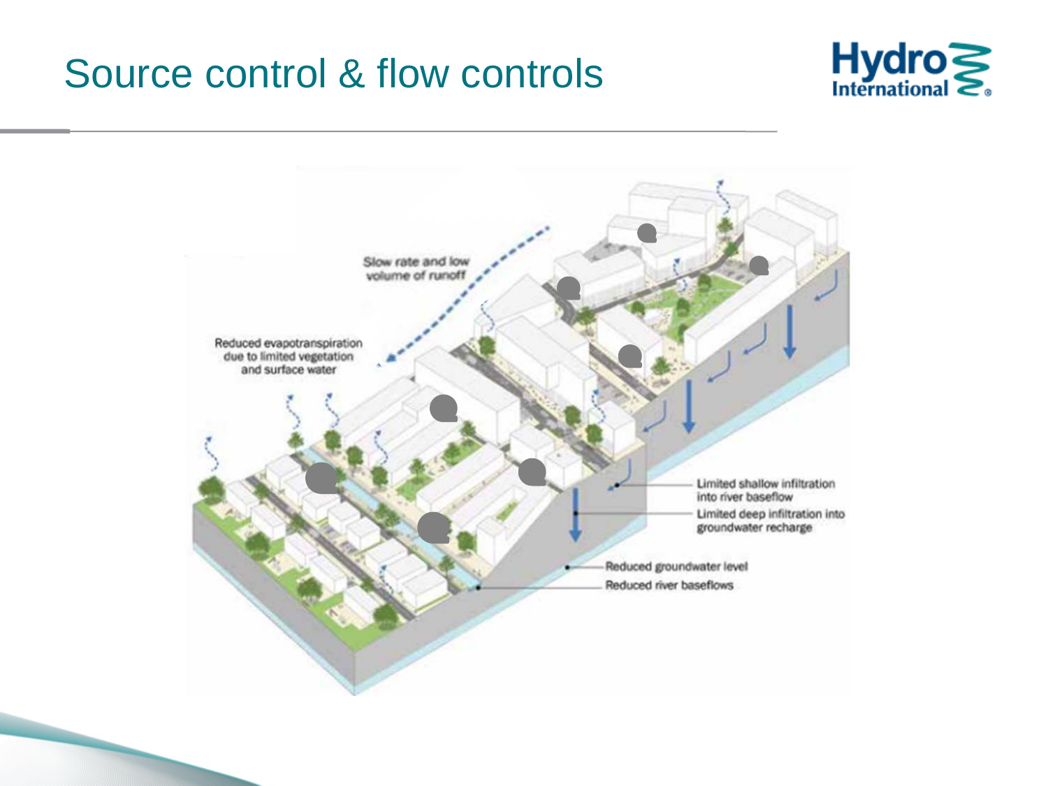# Source control & flow controls

Slow rate and low volume of runoff

Reduced evapotranspiration due to limited vegetation and surface water

Limited shallow infiltration into river baseflow

Limited deep infiltration into groundwater recharge

Reduced groundwater level

Reduced river baseflows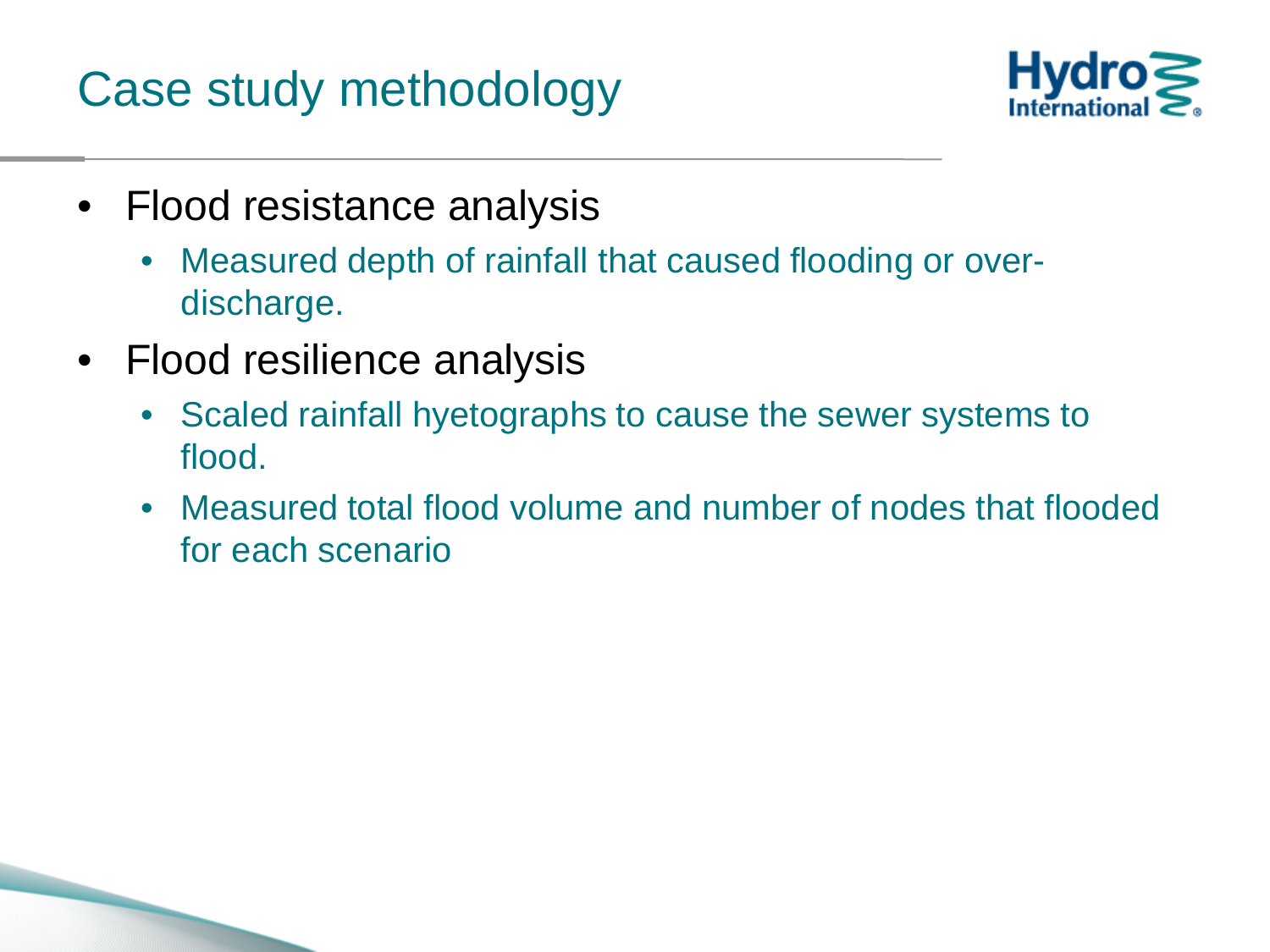# Case study methodology

- Flood resistance analysis
  - Measured depth of rainfall that caused flooding or over-discharge.
- Flood resilience analysis
  - Scaled rainfall hyetographs to cause the sewer systems to flood.
  - Measured total flood volume and number of nodes that flooded for each scenario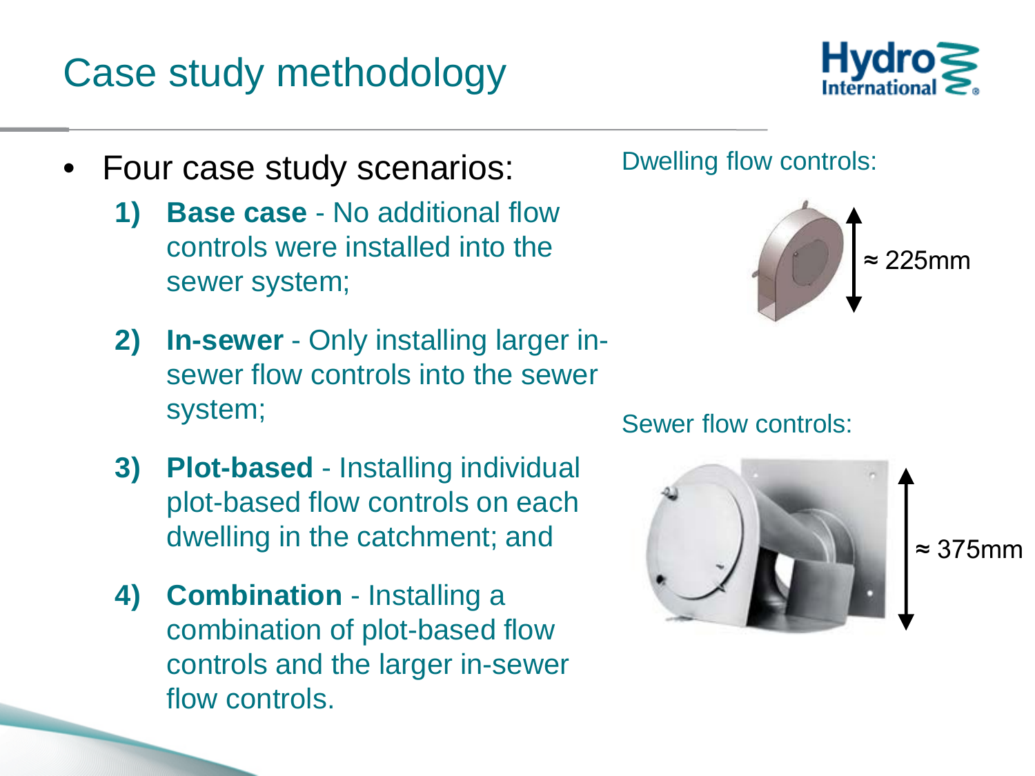# Case study methodology

- Four case study scenarios:
  1) **Base case** - No additional flow controls were installed into the sewer system;
  2) **In-sewer** - Only installing larger in-sewer flow controls into the sewer system;
  3) **Plot-based** - Installing individual plot-based flow controls on each dwelling in the catchment; and
  4) **Combination** - Installing a combination of plot-based flow controls and the larger in-sewer flow controls.

Dwelling flow controls:

≈ 225mm

Sewer flow controls:

≈ 375mm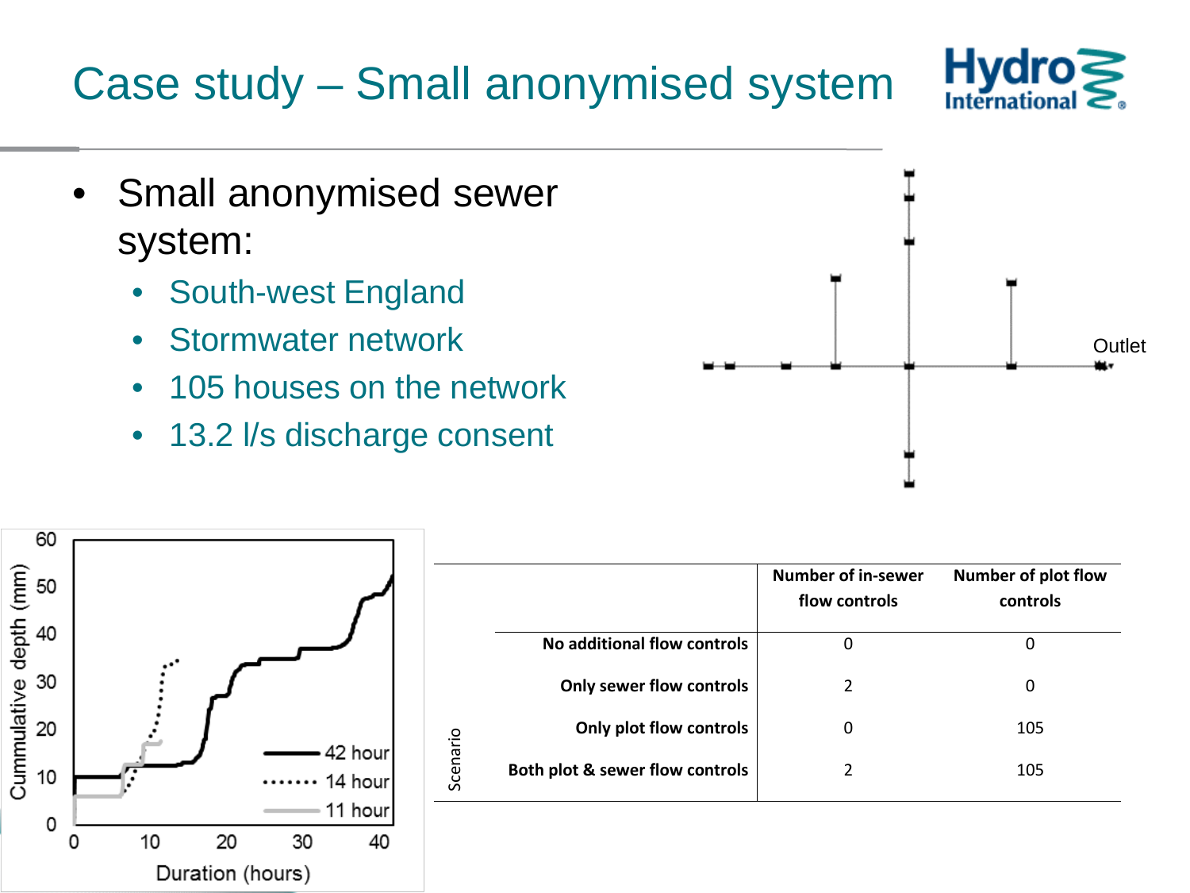# Case study – Small anonymised system

- Small anonymised sewer system:
  - South-west England
  - Stormwater network
  - 105 houses on the network
  - 13.2 l/s discharge consent

| Scenario | Number of in-sewer flow controls | Number of plot flow controls |
|---|---|---|
| No additional flow controls | 0 | 0 |
| Only sewer flow controls | 2 | 0 |
| Only plot flow controls | 0 | 105 |
| Both plot & sewer flow controls | 2 | 105 |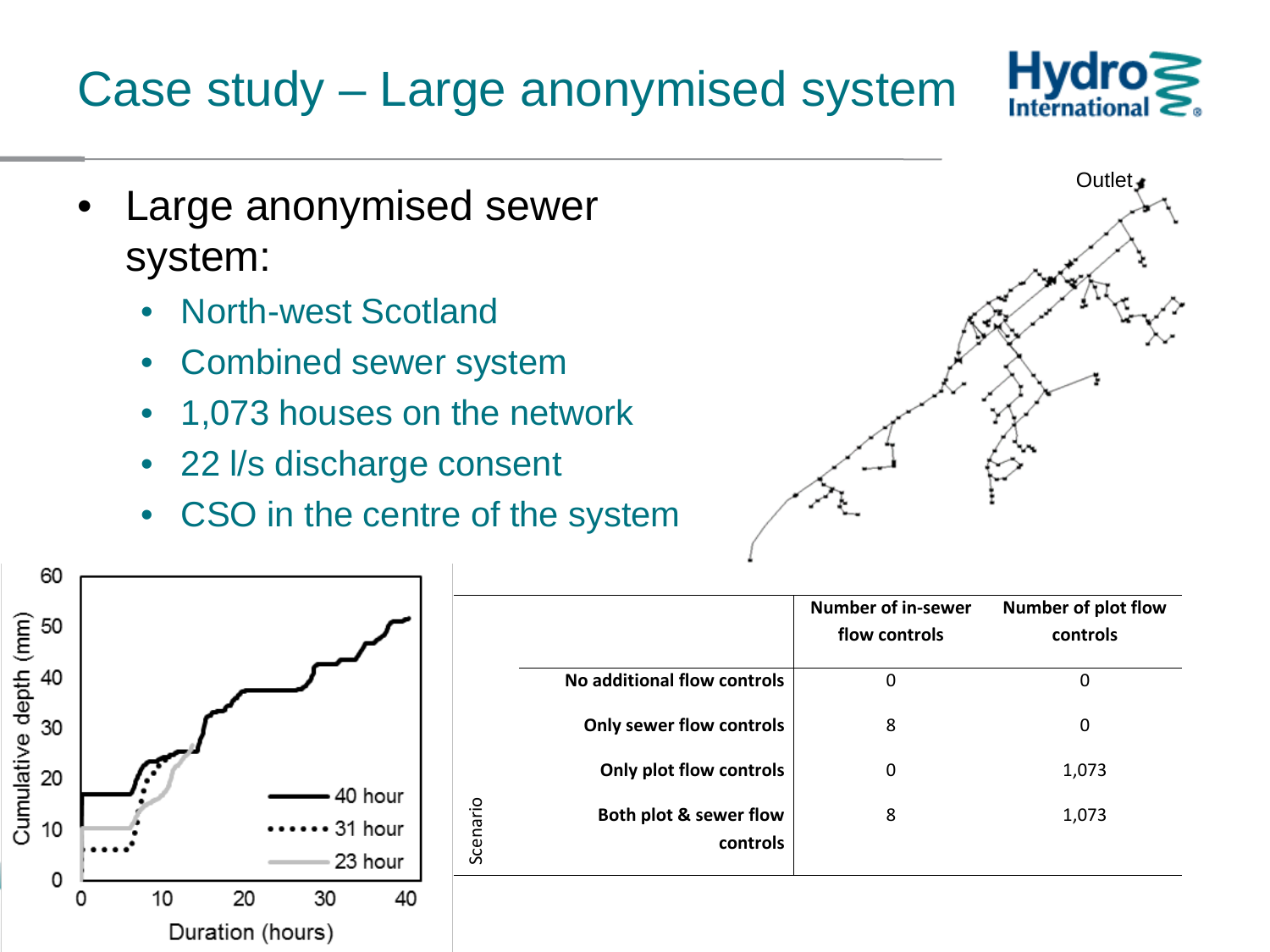# Case study – Large anonymised system

- Large anonymised sewer system:
  - North-west Scotland
  - Combined sewer system
  - 1,073 houses on the network
  - 22 l/s discharge consent
  - CSO in the centre of the system

| Scenario | Number of in-sewer flow controls | Number of plot flow controls |
|---|---|---|
| No additional flow controls | 0 | 0 |
| Only sewer flow controls | 8 | 0 |
| Only plot flow controls | 0 | 1,073 |
| Both plot & sewer flow controls | 8 | 1,073 |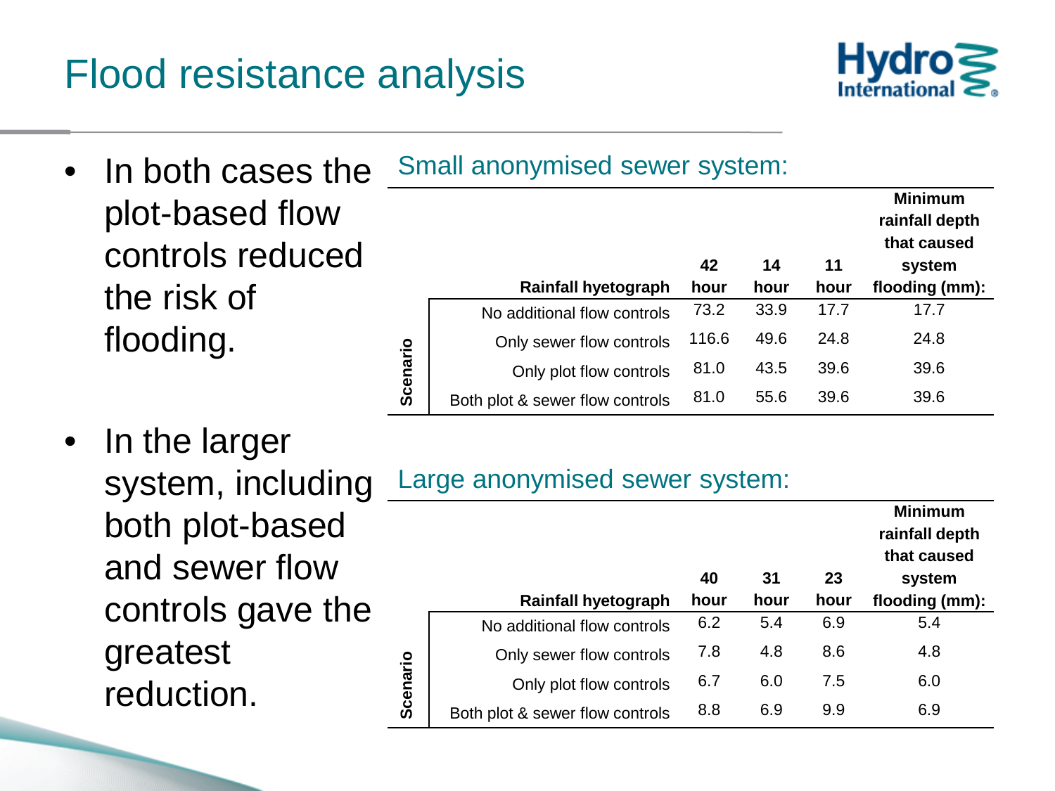# Flood resistance analysis

- In both cases the plot-based flow controls reduced the risk of flooding.
- In the larger system, including both plot-based and sewer flow controls gave the greatest reduction.

## Small anonymised sewer system:

| Scenario | Rainfall hyetograph | 42 hour | 14 hour | 11 hour | Minimum rainfall depth that caused system flooding (mm): |
|---|---|---|---|---|---|
| | No additional flow controls | 73.2 | 33.9 | 17.7 | 17.7 |
| | Only sewer flow controls | 116.6 | 49.6 | 24.8 | 24.8 |
| | Only plot flow controls | 81.0 | 43.5 | 39.6 | 39.6 |
| | Both plot & sewer flow controls | 81.0 | 55.6 | 39.6 | 39.6 |

## Large anonymised sewer system:

| Scenario | Rainfall hyetograph | 40 hour | 31 hour | 23 hour | Minimum rainfall depth that caused system flooding (mm): |
|---|---|---|---|---|---|
| | No additional flow controls | 6.2 | 5.4 | 6.9 | 5.4 |
| | Only sewer flow controls | 7.8 | 4.8 | 8.6 | 4.8 |
| | Only plot flow controls | 6.7 | 6.0 | 7.5 | 6.0 |
| | Both plot & sewer flow controls | 8.8 | 6.9 | 9.9 | 6.9 |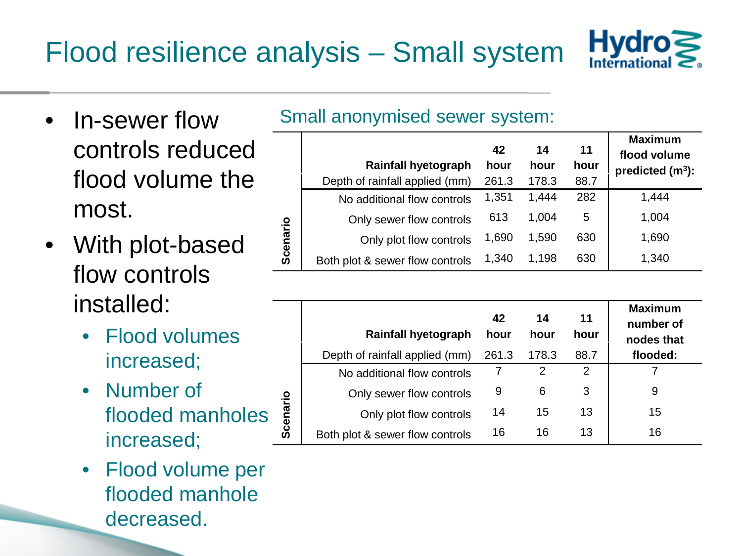# Flood resilience analysis – Small system

- In-sewer flow controls reduced flood volume the most.
- With plot-based flow controls installed:
  - Flood volumes increased;
  - Number of flooded manholes increased;
  - Flood volume per flooded manhole decreased.

Small anonymised sewer system:

| | Rainfall hyetograph | 42 hour | 14 hour | 11 hour | Maximum flood volume predicted ($m^3$): |
|---|---|---|---|---|---|
| | Depth of rainfall applied (mm) | 261.3 | 178.3 | 88.7 | |
| Scenario | No additional flow controls | 1,351 | 1,444 | 282 | 1,444 |
| | Only sewer flow controls | 613 | 1,004 | 5 | 1,004 |
| | Only plot flow controls | 1,690 | 1,590 | 630 | 1,690 |
| | Both plot & sewer flow controls | 1,340 | 1,198 | 630 | 1,340 |

| | Rainfall hyetograph | 42 hour | 14 hour | 11 hour | Maximum number of nodes that flooded: |
|---|---|---|---|---|---|
| | Depth of rainfall applied (mm) | 261.3 | 178.3 | 88.7 | |
| Scenario | No additional flow controls | 7 | 2 | 2 | 7 |
| | Only sewer flow controls | 9 | 6 | 3 | 9 |
| | Only plot flow controls | 14 | 15 | 13 | 15 |
| | Both plot & sewer flow controls | 16 | 16 | 13 | 16 |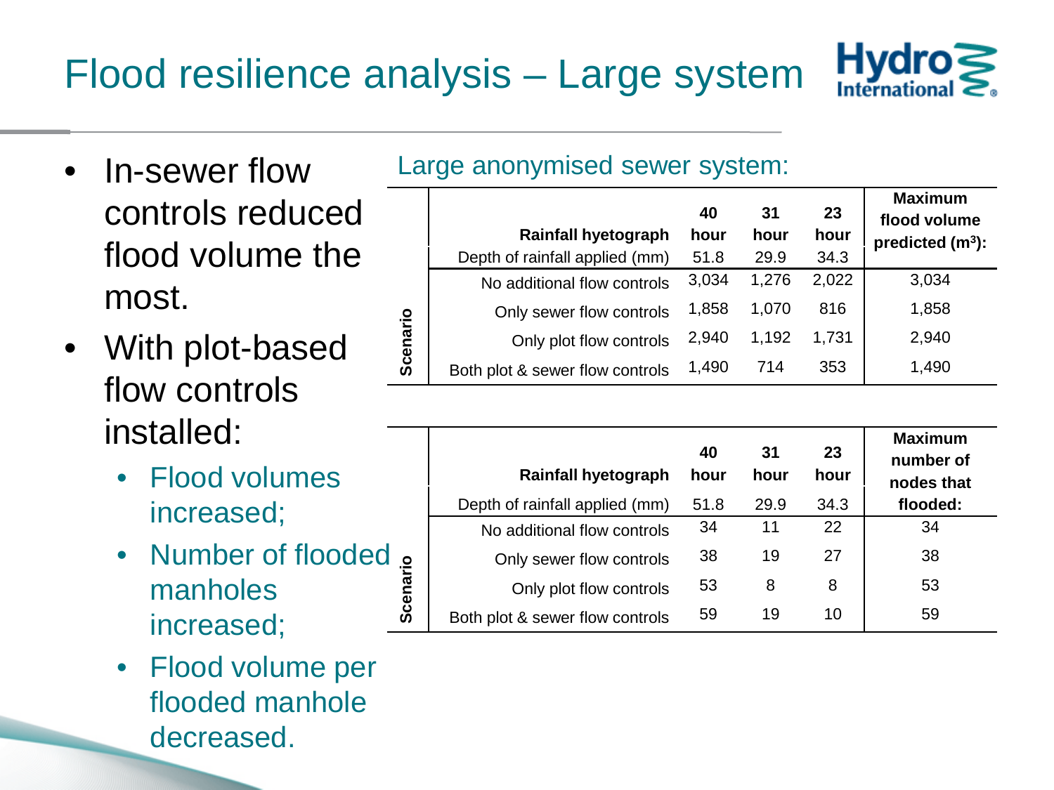# Flood resilience analysis – Large system

- In-sewer flow controls reduced flood volume the most.
- With plot-based flow controls installed:
  - Flood volumes increased;
  - Number of flooded manholes increased;
  - Flood volume per flooded manhole decreased.

Large anonymised sewer system:

| | Rainfall hyetograph | 40 hour | 31 hour | 23 hour | Maximum flood volume predicted ($m^3$): |
|---|---|---|---|---|---|
| | Depth of rainfall applied (mm) | 51.8 | 29.9 | 34.3 | |
| Scenario | No additional flow controls | 3,034 | 1,276 | 2,022 | 3,034 |
| | Only sewer flow controls | 1,858 | 1,070 | 816 | 1,858 |
| | Only plot flow controls | 2,940 | 1,192 | 1,731 | 2,940 |
| | Both plot & sewer flow controls | 1,490 | 714 | 353 | 1,490 |

| | Rainfall hyetograph | 40 hour | 31 hour | 23 hour | Maximum number of nodes that flooded: |
|---|---|---|---|---|---|
| | Depth of rainfall applied (mm) | 51.8 | 29.9 | 34.3 | |
| Scenario | No additional flow controls | 34 | 11 | 22 | 34 |
| | Only sewer flow controls | 38 | 19 | 27 | 38 |
| | Only plot flow controls | 53 | 8 | 8 | 53 |
| | Both plot & sewer flow controls | 59 | 19 | 10 | 59 |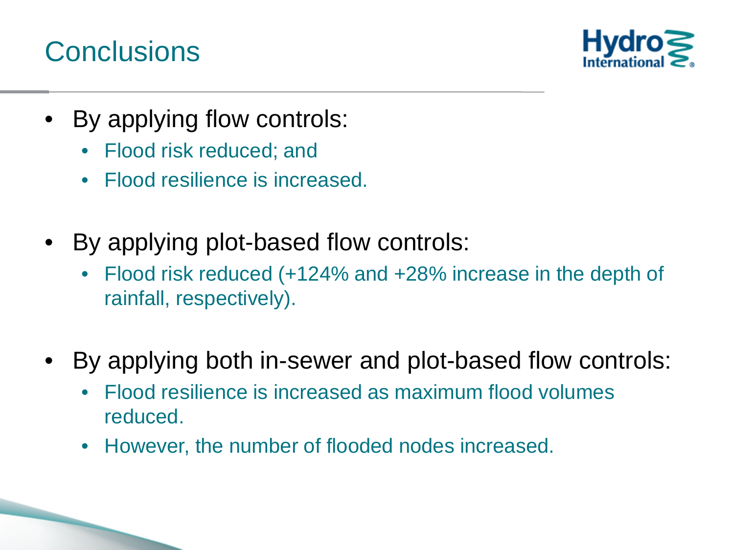# Conclusions

- By applying flow controls:
  - Flood risk reduced; and
  - Flood resilience is increased.

- By applying plot-based flow controls:
  - Flood risk reduced (+124% and +28% increase in the depth of rainfall, respectively).

- By applying both in-sewer and plot-based flow controls:
  - Flood resilience is increased as maximum flood volumes reduced.
  - However, the number of flooded nodes increased.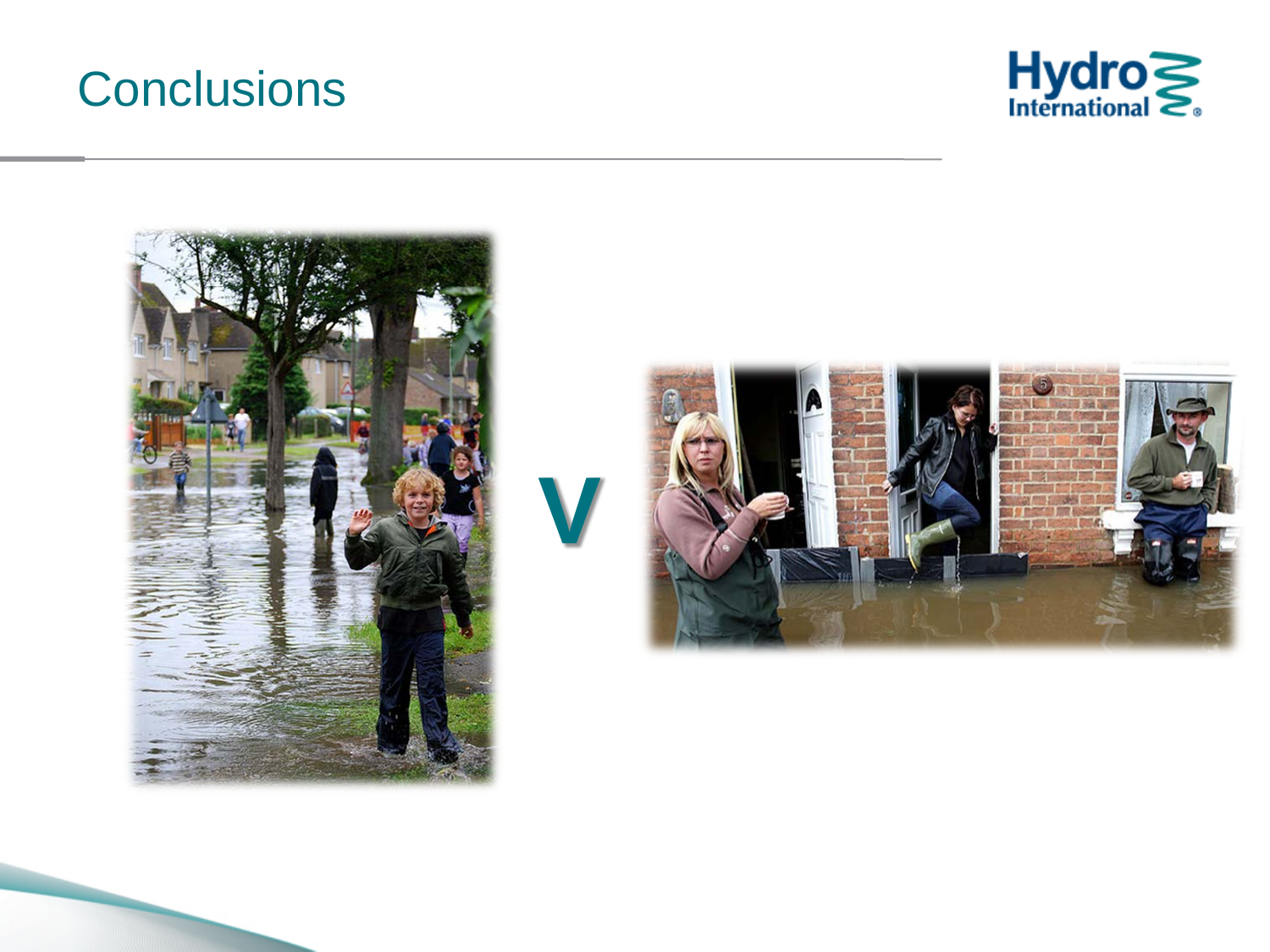# Conclusions

V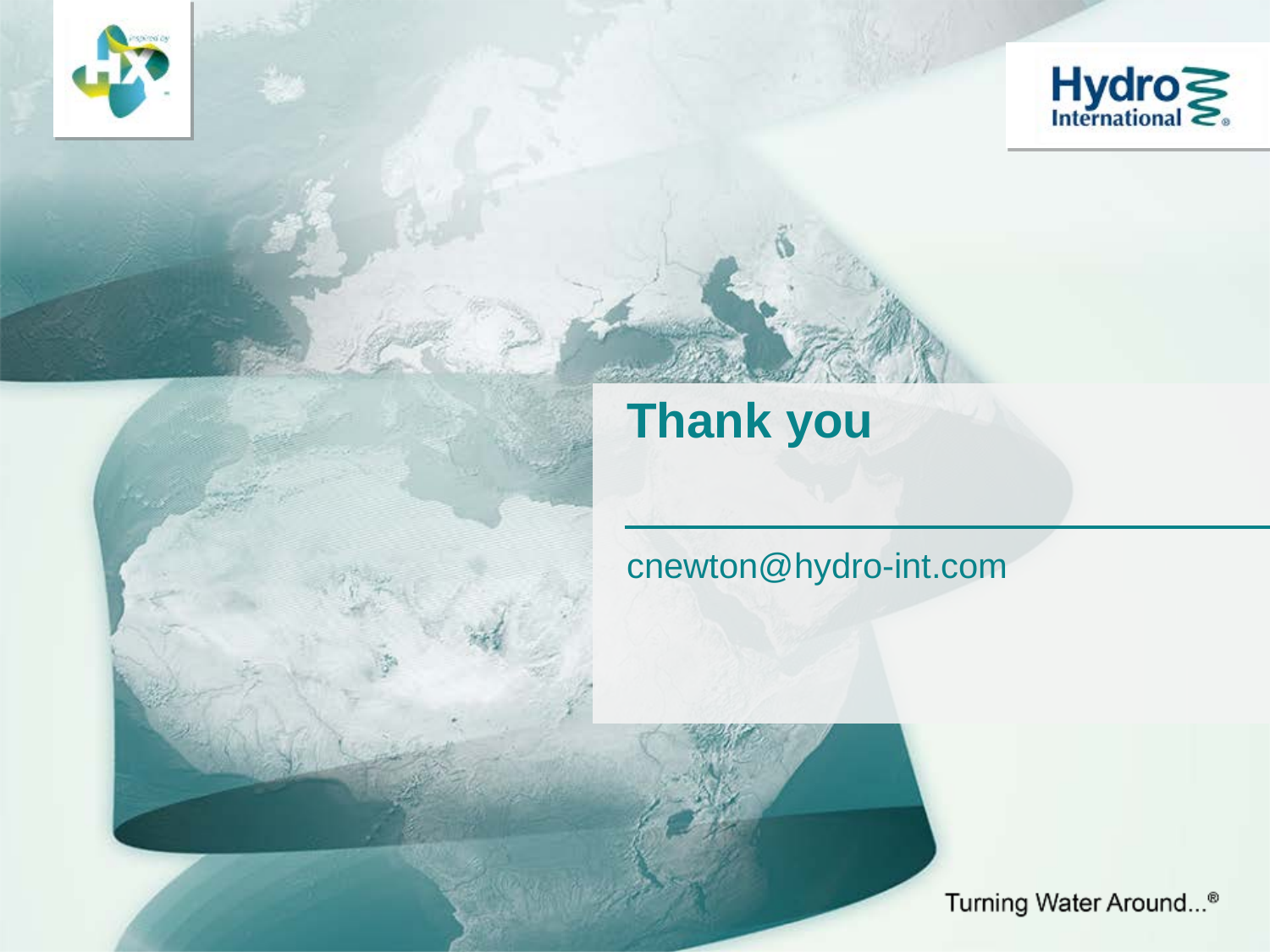# Thank you

cnewton@hydro-int.com

Turning Water Around...®